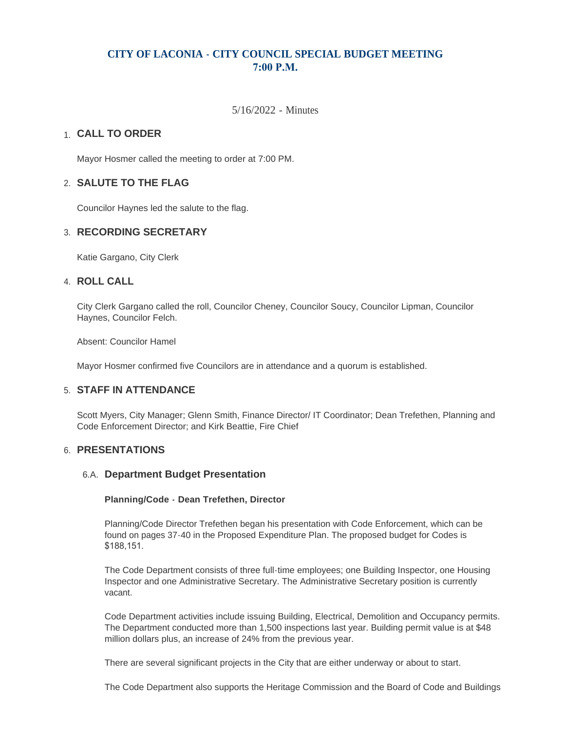# CITY OF LACONIA - CITY COUNCIL SPECIAL BUDGET MEETING 7:00 P.M.

5/16/2022 - Minutes

## 1. CALL TO ORDER

Mayor Hosmer called the meeting to order at 7:00 PM.

## 2. SALUTE TO THE FLAG

Councilor Haynes led the salute to the flag.

## 3. RECORDING SECRETARY

Katie Gargano, City Clerk

## 4. ROLL CALL

City Clerk Gargano called the roll, Councilor Cheney, Councilor Soucy, Councilor Lipman, Councilor Haynes, Councilor Felch.

Absent: Councilor Hamel

Mayor Hosmer confirmed five Councilors are in attendance and a quorum is established.

## 5. STAFF IN ATTENDANCE

Scott Myers, City Manager; Glenn Smith, Finance Director/ IT Coordinator; Dean Trefethen, Planning and Code Enforcement Director; and Kirk Beattie, Fire Chief

## 6. PRESENTATIONS

### 6.A. Department Budget Presentation

**Planning/Code - Dean Trefethen, Director**

Planning/Code Director Trefethen began his presentation with Code Enforcement, which can be found on pages 37-40 in the Proposed Expenditure Plan. The proposed budget for Codes is $188,151.

The Code Department consists of three full-time employees; one Building Inspector, one Housing Inspector and one Administrative Secretary. The Administrative Secretary position is currently vacant.

Code Department activities include issuing Building, Electrical, Demolition and Occupancy permits. The Department conducted more than 1,500 inspections last year. Building permit value is at $48 million dollars plus, an increase of 24% from the previous year.

There are several significant projects in the City that are either underway or about to start.

The Code Department also supports the Heritage Commission and the Board of Code and Buildings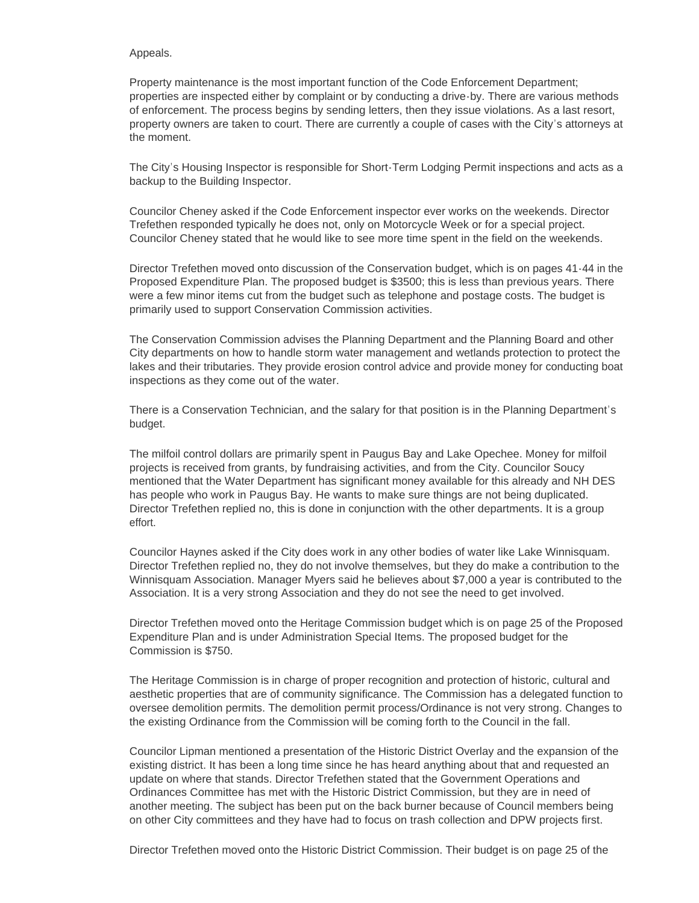Appeals.

Property maintenance is the most important function of the Code Enforcement Department; properties are inspected either by complaint or by conducting a drive-by. There are various methods of enforcement. The process begins by sending letters, then they issue violations. As a last resort, property owners are taken to court. There are currently a couple of cases with the City's attorneys at the moment.

The City's Housing Inspector is responsible for Short-Term Lodging Permit inspections and acts as a backup to the Building Inspector.

Councilor Cheney asked if the Code Enforcement inspector ever works on the weekends. Director Trefethen responded typically he does not, only on Motorcycle Week or for a special project. Councilor Cheney stated that he would like to see more time spent in the field on the weekends.

Director Trefethen moved onto discussion of the Conservation budget, which is on pages 41-44 in the Proposed Expenditure Plan. The proposed budget is $3500; this is less than previous years. There were a few minor items cut from the budget such as telephone and postage costs. The budget is primarily used to support Conservation Commission activities.

The Conservation Commission advises the Planning Department and the Planning Board and other City departments on how to handle storm water management and wetlands protection to protect the lakes and their tributaries. They provide erosion control advice and provide money for conducting boat inspections as they come out of the water.

There is a Conservation Technician, and the salary for that position is in the Planning Department's budget.

The milfoil control dollars are primarily spent in Paugus Bay and Lake Opechee. Money for milfoil projects is received from grants, by fundraising activities, and from the City. Councilor Soucy mentioned that the Water Department has significant money available for this already and NH DES has people who work in Paugus Bay. He wants to make sure things are not being duplicated. Director Trefethen replied no, this is done in conjunction with the other departments. It is a group effort.

Councilor Haynes asked if the City does work in any other bodies of water like Lake Winnisquam. Director Trefethen replied no, they do not involve themselves, but they do make a contribution to the Winnisquam Association. Manager Myers said he believes about $7,000 a year is contributed to the Association. It is a very strong Association and they do not see the need to get involved.

Director Trefethen moved onto the Heritage Commission budget which is on page 25 of the Proposed Expenditure Plan and is under Administration Special Items. The proposed budget for the Commission is $750.

The Heritage Commission is in charge of proper recognition and protection of historic, cultural and aesthetic properties that are of community significance. The Commission has a delegated function to oversee demolition permits. The demolition permit process/Ordinance is not very strong. Changes to the existing Ordinance from the Commission will be coming forth to the Council in the fall.

Councilor Lipman mentioned a presentation of the Historic District Overlay and the expansion of the existing district. It has been a long time since he has heard anything about that and requested an update on where that stands. Director Trefethen stated that the Government Operations and Ordinances Committee has met with the Historic District Commission, but they are in need of another meeting. The subject has been put on the back burner because of Council members being on other City committees and they have had to focus on trash collection and DPW projects first.

Director Trefethen moved onto the Historic District Commission. Their budget is on page 25 of the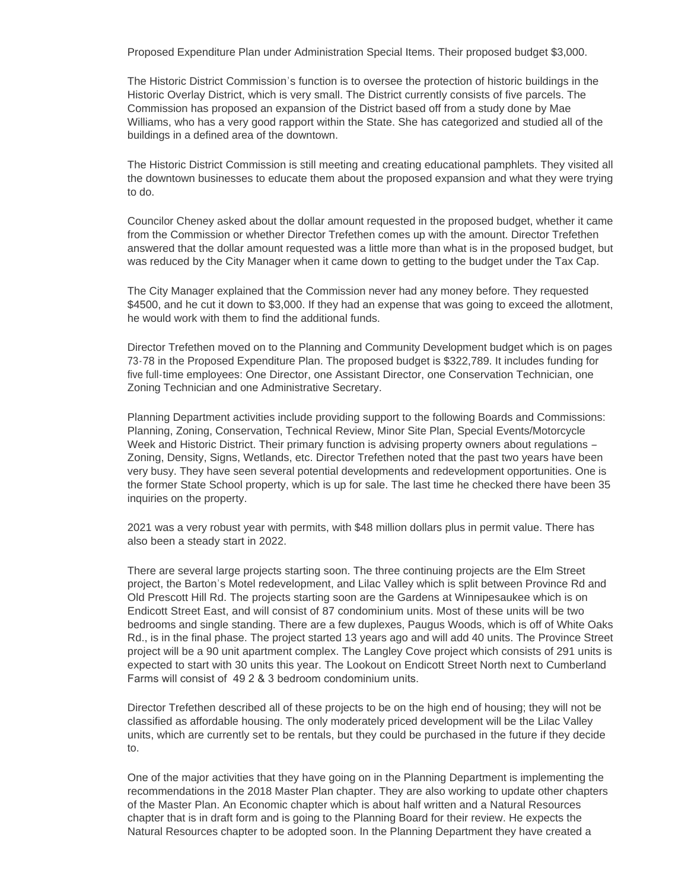Proposed Expenditure Plan under Administration Special Items. Their proposed budget $3,000.

The Historic District Commission's function is to oversee the protection of historic buildings in the Historic Overlay District, which is very small. The District currently consists of five parcels. The Commission has proposed an expansion of the District based off from a study done by Mae Williams, who has a very good rapport within the State. She has categorized and studied all of the buildings in a defined area of the downtown.

The Historic District Commission is still meeting and creating educational pamphlets. They visited all the downtown businesses to educate them about the proposed expansion and what they were trying to do.

Councilor Cheney asked about the dollar amount requested in the proposed budget, whether it came from the Commission or whether Director Trefethen comes up with the amount. Director Trefethen answered that the dollar amount requested was a little more than what is in the proposed budget, but was reduced by the City Manager when it came down to getting to the budget under the Tax Cap.

The City Manager explained that the Commission never had any money before. They requested $4500, and he cut it down to $3,000. If they had an expense that was going to exceed the allotment, he would work with them to find the additional funds.

Director Trefethen moved on to the Planning and Community Development budget which is on pages 73-78 in the Proposed Expenditure Plan. The proposed budget is $322,789. It includes funding for five full-time employees: One Director, one Assistant Director, one Conservation Technician, one Zoning Technician and one Administrative Secretary.

Planning Department activities include providing support to the following Boards and Commissions: Planning, Zoning, Conservation, Technical Review, Minor Site Plan, Special Events/Motorcycle Week and Historic District. Their primary function is advising property owners about regulations – Zoning, Density, Signs, Wetlands, etc. Director Trefethen noted that the past two years have been very busy. They have seen several potential developments and redevelopment opportunities. One is the former State School property, which is up for sale. The last time he checked there have been 35 inquiries on the property.

2021 was a very robust year with permits, with $48 million dollars plus in permit value. There has also been a steady start in 2022.

There are several large projects starting soon. The three continuing projects are the Elm Street project, the Barton's Motel redevelopment, and Lilac Valley which is split between Province Rd and Old Prescott Hill Rd. The projects starting soon are the Gardens at Winnipesaukee which is on Endicott Street East, and will consist of 87 condominium units. Most of these units will be two bedrooms and single standing. There are a few duplexes, Paugus Woods, which is off of White Oaks Rd., is in the final phase. The project started 13 years ago and will add 40 units. The Province Street project will be a 90 unit apartment complex. The Langley Cove project which consists of 291 units is expected to start with 30 units this year. The Lookout on Endicott Street North next to Cumberland Farms will consist of 49 2 & 3 bedroom condominium units.

Director Trefethen described all of these projects to be on the high end of housing; they will not be classified as affordable housing. The only moderately priced development will be the Lilac Valley units, which are currently set to be rentals, but they could be purchased in the future if they decide to.

One of the major activities that they have going on in the Planning Department is implementing the recommendations in the 2018 Master Plan chapter. They are also working to update other chapters of the Master Plan. An Economic chapter which is about half written and a Natural Resources chapter that is in draft form and is going to the Planning Board for their review. He expects the Natural Resources chapter to be adopted soon. In the Planning Department they have created a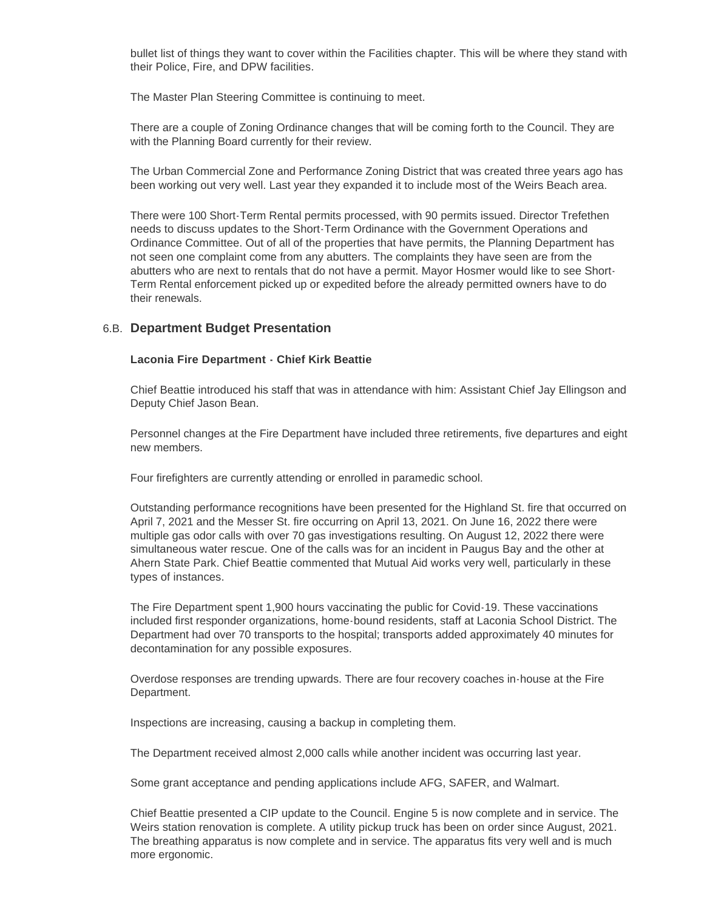bullet list of things they want to cover within the Facilities chapter. This will be where they stand with their Police, Fire, and DPW facilities.

The Master Plan Steering Committee is continuing to meet.

There are a couple of Zoning Ordinance changes that will be coming forth to the Council. They are with the Planning Board currently for their review.

The Urban Commercial Zone and Performance Zoning District that was created three years ago has been working out very well. Last year they expanded it to include most of the Weirs Beach area.

There were 100 Short-Term Rental permits processed, with 90 permits issued. Director Trefethen needs to discuss updates to the Short-Term Ordinance with the Government Operations and Ordinance Committee. Out of all of the properties that have permits, the Planning Department has not seen one complaint come from any abutters. The complaints they have seen are from the abutters who are next to rentals that do not have a permit. Mayor Hosmer would like to see Short-Term Rental enforcement picked up or expedited before the already permitted owners have to do their renewals.

## 6.B. Department Budget Presentation

**Laconia Fire Department - Chief Kirk Beattie**

Chief Beattie introduced his staff that was in attendance with him: Assistant Chief Jay Ellingson and Deputy Chief Jason Bean.

Personnel changes at the Fire Department have included three retirements, five departures and eight new members.

Four firefighters are currently attending or enrolled in paramedic school.

Outstanding performance recognitions have been presented for the Highland St. fire that occurred on April 7, 2021 and the Messer St. fire occurring on April 13, 2021. On June 16, 2022 there were multiple gas odor calls with over 70 gas investigations resulting. On August 12, 2022 there were simultaneous water rescue. One of the calls was for an incident in Paugus Bay and the other at Ahern State Park. Chief Beattie commented that Mutual Aid works very well, particularly in these types of instances.

The Fire Department spent 1,900 hours vaccinating the public for Covid-19. These vaccinations included first responder organizations, home-bound residents, staff at Laconia School District. The Department had over 70 transports to the hospital; transports added approximately 40 minutes for decontamination for any possible exposures.

Overdose responses are trending upwards. There are four recovery coaches in-house at the Fire Department.

Inspections are increasing, causing a backup in completing them.

The Department received almost 2,000 calls while another incident was occurring last year.

Some grant acceptance and pending applications include AFG, SAFER, and Walmart.

Chief Beattie presented a CIP update to the Council. Engine 5 is now complete and in service. The Weirs station renovation is complete. A utility pickup truck has been on order since August, 2021. The breathing apparatus is now complete and in service. The apparatus fits very well and is much more ergonomic.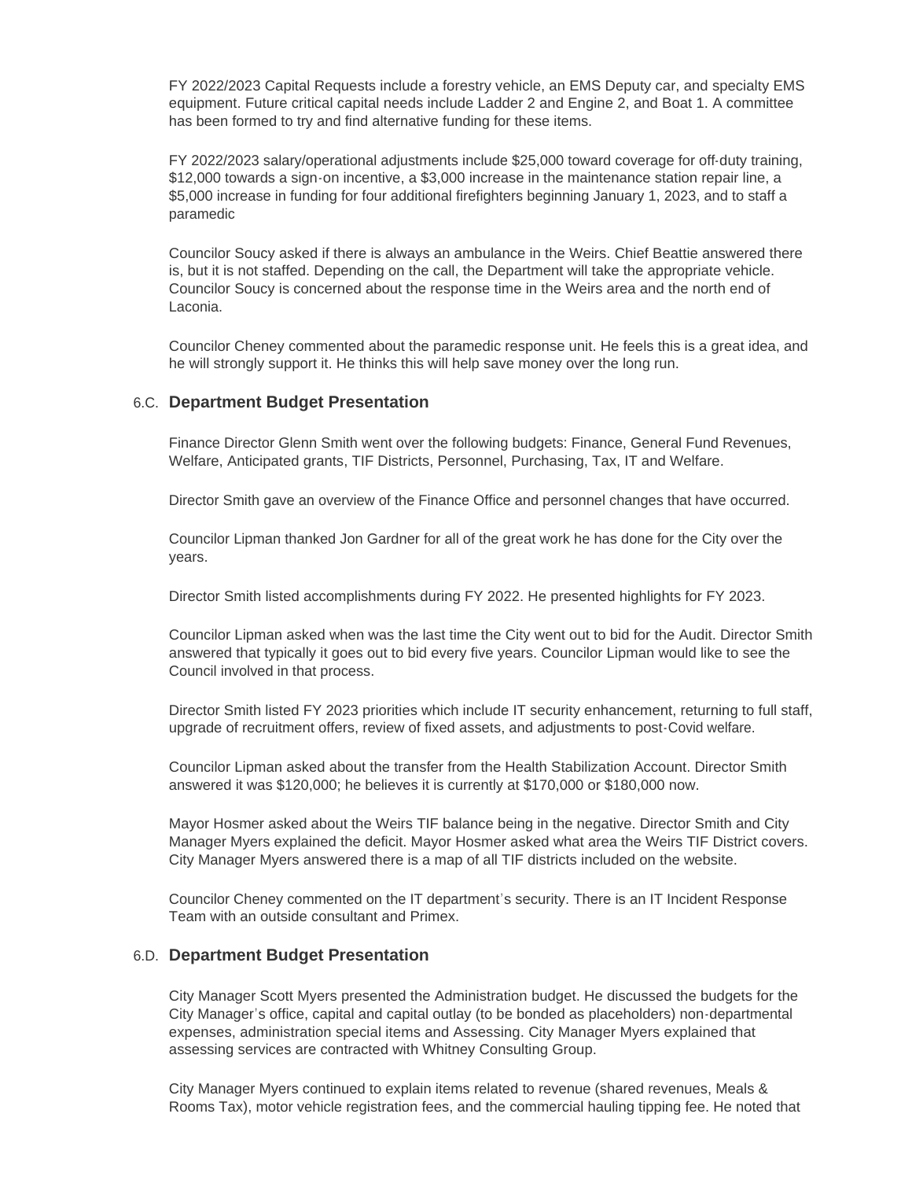FY 2022/2023 Capital Requests include a forestry vehicle, an EMS Deputy car, and specialty EMS equipment. Future critical capital needs include Ladder 2 and Engine 2, and Boat 1. A committee has been formed to try and find alternative funding for these items.

FY 2022/2023 salary/operational adjustments include $25,000 toward coverage for off-duty training, $12,000 towards a sign-on incentive, a $3,000 increase in the maintenance station repair line, a $5,000 increase in funding for four additional firefighters beginning January 1, 2023, and to staff a paramedic

Councilor Soucy asked if there is always an ambulance in the Weirs. Chief Beattie answered there is, but it is not staffed. Depending on the call, the Department will take the appropriate vehicle. Councilor Soucy is concerned about the response time in the Weirs area and the north end of Laconia.

Councilor Cheney commented about the paramedic response unit. He feels this is a great idea, and he will strongly support it. He thinks this will help save money over the long run.

### 6.C. Department Budget Presentation

Finance Director Glenn Smith went over the following budgets: Finance, General Fund Revenues, Welfare, Anticipated grants, TIF Districts, Personnel, Purchasing, Tax, IT and Welfare.

Director Smith gave an overview of the Finance Office and personnel changes that have occurred.

Councilor Lipman thanked Jon Gardner for all of the great work he has done for the City over the years.

Director Smith listed accomplishments during FY 2022. He presented highlights for FY 2023.

Councilor Lipman asked when was the last time the City went out to bid for the Audit. Director Smith answered that typically it goes out to bid every five years. Councilor Lipman would like to see the Council involved in that process.

Director Smith listed FY 2023 priorities which include IT security enhancement, returning to full staff, upgrade of recruitment offers, review of fixed assets, and adjustments to post-Covid welfare.

Councilor Lipman asked about the transfer from the Health Stabilization Account. Director Smith answered it was $120,000; he believes it is currently at $170,000 or $180,000 now.

Mayor Hosmer asked about the Weirs TIF balance being in the negative. Director Smith and City Manager Myers explained the deficit. Mayor Hosmer asked what area the Weirs TIF District covers. City Manager Myers answered there is a map of all TIF districts included on the website.

Councilor Cheney commented on the IT department's security. There is an IT Incident Response Team with an outside consultant and Primex.

### 6.D. Department Budget Presentation

City Manager Scott Myers presented the Administration budget. He discussed the budgets for the City Manager's office, capital and capital outlay (to be bonded as placeholders) non-departmental expenses, administration special items and Assessing. City Manager Myers explained that assessing services are contracted with Whitney Consulting Group.

City Manager Myers continued to explain items related to revenue (shared revenues, Meals & Rooms Tax), motor vehicle registration fees, and the commercial hauling tipping fee. He noted that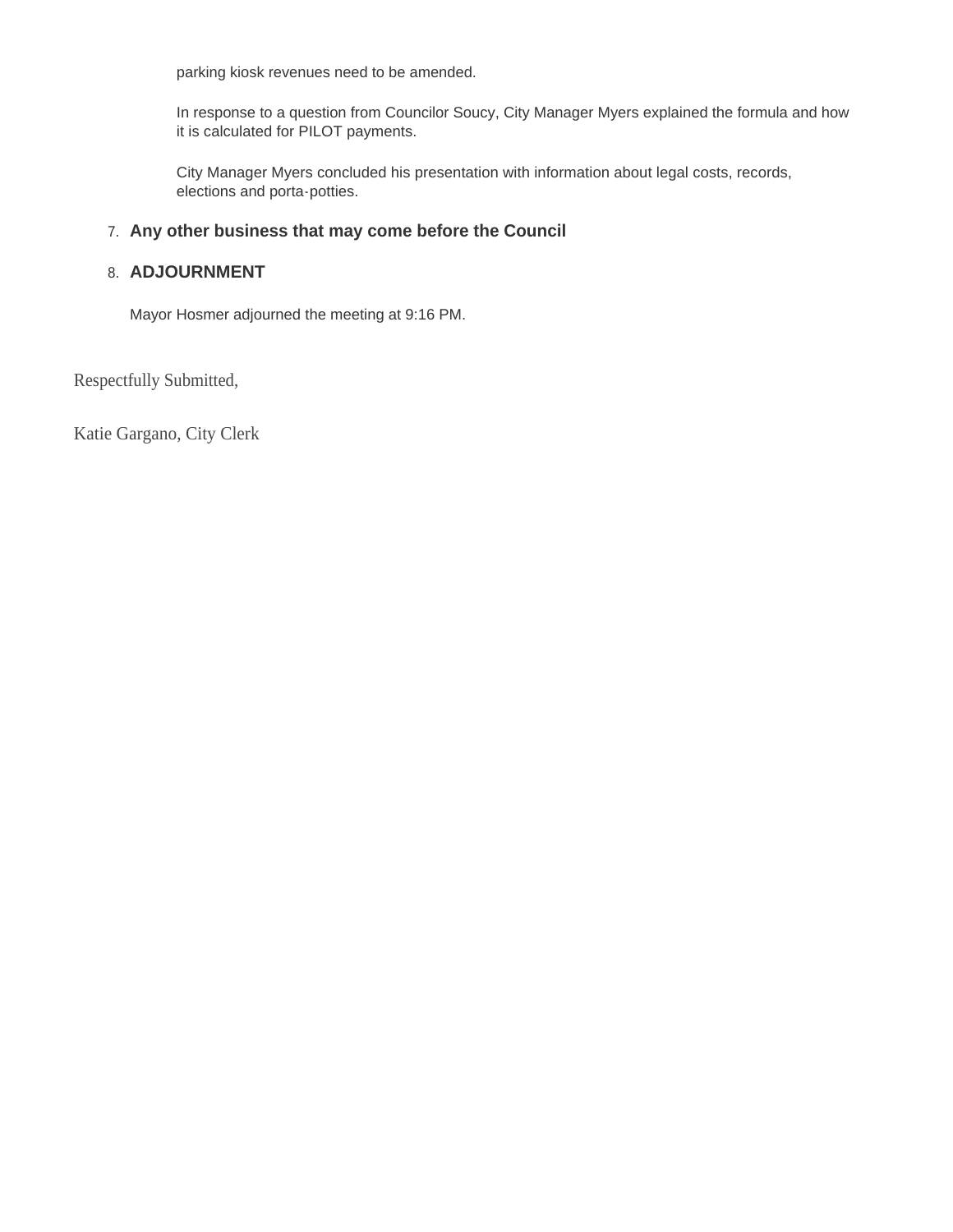parking kiosk revenues need to be amended.

In response to a question from Councilor Soucy, City Manager Myers explained the formula and how it is calculated for PILOT payments.

City Manager Myers concluded his presentation with information about legal costs, records, elections and porta-potties.

7. **Any other business that may come before the Council**

8. **ADJOURNMENT**

   Mayor Hosmer adjourned the meeting at 9:16 PM.

Respectfully Submitted,

Katie Gargano, City Clerk